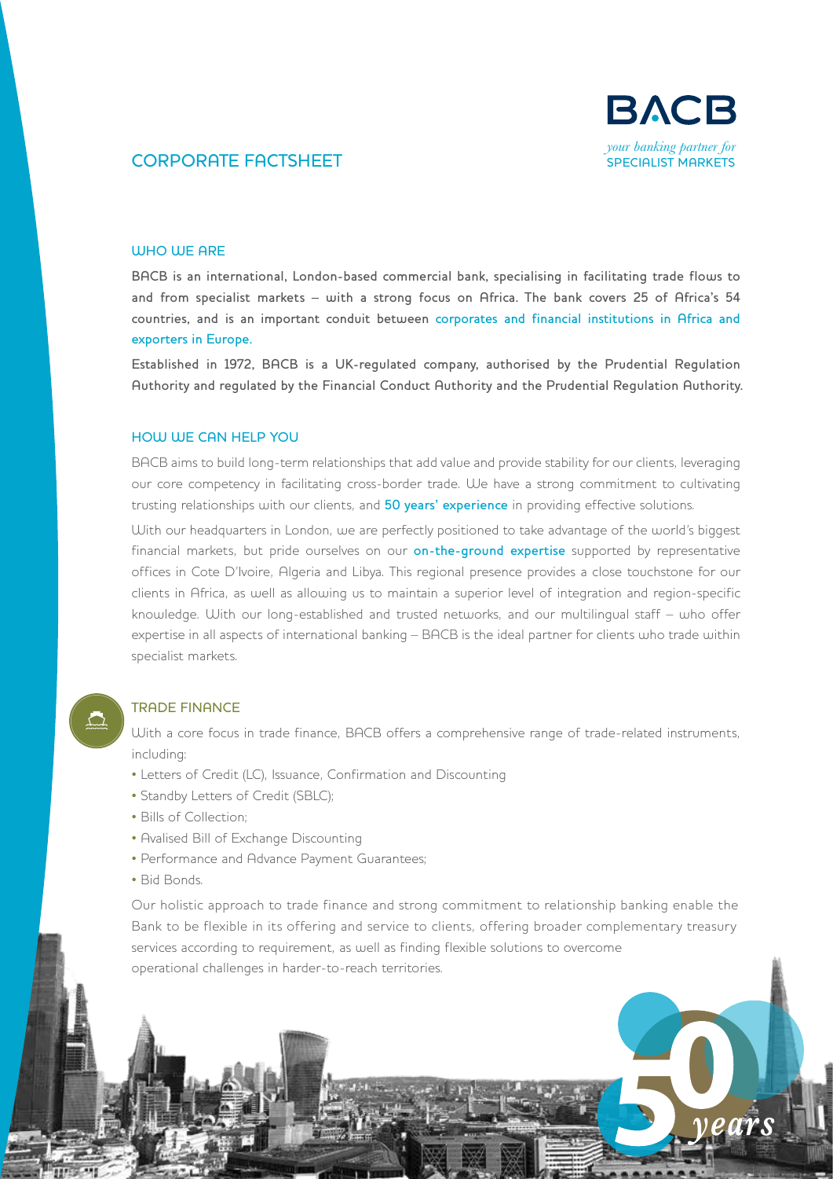# CORPORATE FACTSHEET

BACB

*your banking partner for*
SPECIALIST MARKETS

## WHO WE ARE

**BACB is an international, London-based commercial bank, specialising in facilitating trade flows to and from specialist markets – with a strong focus on Africa. The bank covers 25 of Africa's 54 countries, and is an important conduit between corporates and financial institutions in Africa and exporters in Europe.**

**Established in 1972, BACB is a UK-regulated company, authorised by the Prudential Regulation Authority and regulated by the Financial Conduct Authority and the Prudential Regulation Authority.**

## HOW WE CAN HELP YOU

BACB aims to build long-term relationships that add value and provide stability for our clients, leveraging our core competency in facilitating cross-border trade. We have a strong commitment to cultivating trusting relationships with our clients, and **50 years' experience** in providing effective solutions.

With our headquarters in London, we are perfectly positioned to take advantage of the world's biggest financial markets, but pride ourselves on our **on-the-ground expertise** supported by representative offices in Cote D'Ivoire, Algeria and Libya. This regional presence provides a close touchstone for our clients in Africa, as well as allowing us to maintain a superior level of integration and region-specific knowledge. With our long-established and trusted networks, and our multilingual staff – who offer expertise in all aspects of international banking – BACB is the ideal partner for clients who trade within specialist markets.

## TRADE FINANCE

With a core focus in trade finance, BACB offers a comprehensive range of trade-related instruments, including:

- Letters of Credit (LC), Issuance, Confirmation and Discounting
- Standby Letters of Credit (SBLC);
- Bills of Collection;
- Avalised Bill of Exchange Discounting
- Performance and Advance Payment Guarantees;
- Bid Bonds.

Our holistic approach to trade finance and strong commitment to relationship banking enable the Bank to be flexible in its offering and service to clients, offering broader complementary treasury services according to requirement, as well as finding flexible solutions to overcome operational challenges in harder-to-reach territories.

50 *years*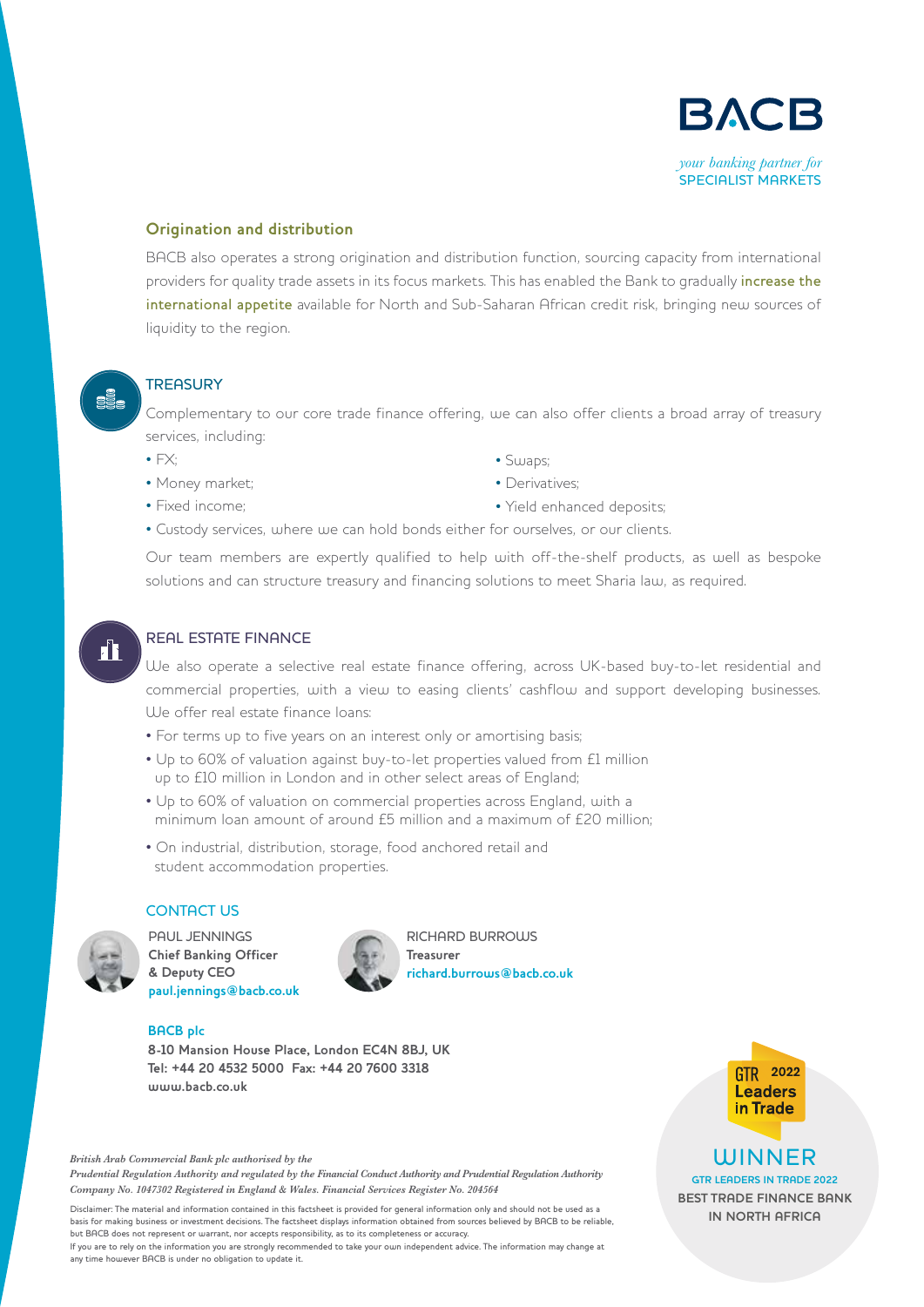BACB

*your banking partner for*
SPECIALIST MARKETS

## Origination and distribution

BACB also operates a strong origination and distribution function, sourcing capacity from international providers for quality trade assets in its focus markets. This has enabled the Bank to gradually **increase the international appetite** available for North and Sub-Saharan African credit risk, bringing new sources of liquidity to the region.

## TREASURY

Complementary to our core trade finance offering, we can also offer clients a broad array of treasury services, including:

- FX;
- Money market;
- Fixed income;
- Swaps;
- Derivatives;
- Yield enhanced deposits;
- Custody services, where we can hold bonds either for ourselves, or our clients.

Our team members are expertly qualified to help with off-the-shelf products, as well as bespoke solutions and can structure treasury and financing solutions to meet Sharia law, as required.

## REAL ESTATE FINANCE

We also operate a selective real estate finance offering, across UK-based buy-to-let residential and commercial properties, with a view to easing clients' cashflow and support developing businesses. We offer real estate finance loans:

- For terms up to five years on an interest only or amortising basis;
- Up to 60% of valuation against buy-to-let properties valued from £1 million up to £10 million in London and in other select areas of England;
- Up to 60% of valuation on commercial properties across England, with a minimum loan amount of around £5 million and a maximum of £20 million;
- On industrial, distribution, storage, food anchored retail and student accommodation properties.

## CONTACT US

PAUL JENNINGS
**Chief Banking Officer**
**& Deputy CEO**
**paul.jennings@bacb.co.uk**

RICHARD BURROWS
**Treasurer**
**richard.burrows@bacb.co.uk**

**BACB plc**
**8-10 Mansion House Place, London EC4N 8BJ, UK**
**Tel: +44 20 4532 5000 Fax: +44 20 7600 3318**
**www.bacb.co.uk**

GTR 2022 Leaders in Trade

WINNER
GTR LEADERS IN TRADE 2022
BEST TRADE FINANCE BANK
IN NORTH AFRICA

*British Arab Commercial Bank plc authorised by the*
*Prudential Regulation Authority and regulated by the Financial Conduct Authority and Prudential Regulation Authority*
*Company No. 1047302 Registered in England & Wales. Financial Services Register No. 204564*

Disclaimer: The material and information contained in this factsheet is provided for general information only and should not be used as a basis for making business or investment decisions. The factsheet displays information obtained from sources believed by BACB to be reliable, but BACB does not represent or warrant, nor accepts responsibility, as to its completeness or accuracy.
If you are to rely on the information you are strongly recommended to take your own independent advice. The information may change at any time however BACB is under no obligation to update it.